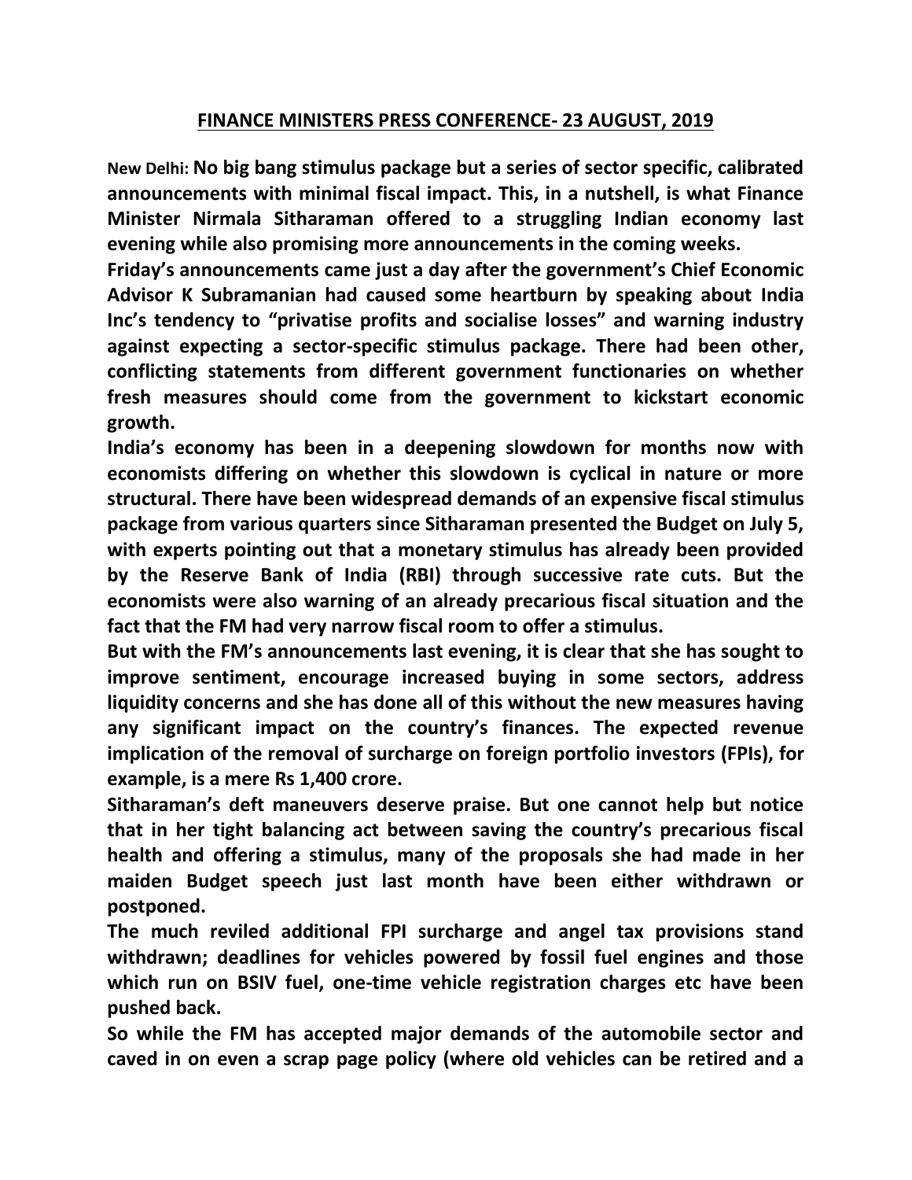# FINANCE MINISTERS PRESS CONFERENCE- 23 AUGUST, 2019

New Delhi: **No big bang stimulus package but a series of sector specific, calibrated announcements with minimal fiscal impact. This, in a nutshell, is what Finance Minister Nirmala Sitharaman offered to a struggling Indian economy last evening while also promising more announcements in the coming weeks.**

**Friday's announcements came just a day after the government's Chief Economic Advisor K Subramanian had caused some heartburn by speaking about India Inc's tendency to "privatise profits and socialise losses" and warning industry against expecting a sector-specific stimulus package. There had been other, conflicting statements from different government functionaries on whether fresh measures should come from the government to kickstart economic growth.**

**India's economy has been in a deepening slowdown for months now with economists differing on whether this slowdown is cyclical in nature or more structural. There have been widespread demands of an expensive fiscal stimulus package from various quarters since Sitharaman presented the Budget on July 5, with experts pointing out that a monetary stimulus has already been provided by the Reserve Bank of India (RBI) through successive rate cuts. But the economists were also warning of an already precarious fiscal situation and the fact that the FM had very narrow fiscal room to offer a stimulus.**

**But with the FM's announcements last evening, it is clear that she has sought to improve sentiment, encourage increased buying in some sectors, address liquidity concerns and she has done all of this without the new measures having any significant impact on the country's finances. The expected revenue implication of the removal of surcharge on foreign portfolio investors (FPIs), for example, is a mere Rs 1,400 crore.**

**Sitharaman's deft maneuvers deserve praise. But one cannot help but notice that in her tight balancing act between saving the country's precarious fiscal health and offering a stimulus, many of the proposals she had made in her maiden Budget speech just last month have been either withdrawn or postponed.**

**The much reviled additional FPI surcharge and angel tax provisions stand withdrawn; deadlines for vehicles powered by fossil fuel engines and those which run on BSIV fuel, one-time vehicle registration charges etc have been pushed back.**

**So while the FM has accepted major demands of the automobile sector and caved in on even a scrap page policy (where old vehicles can be retired and a**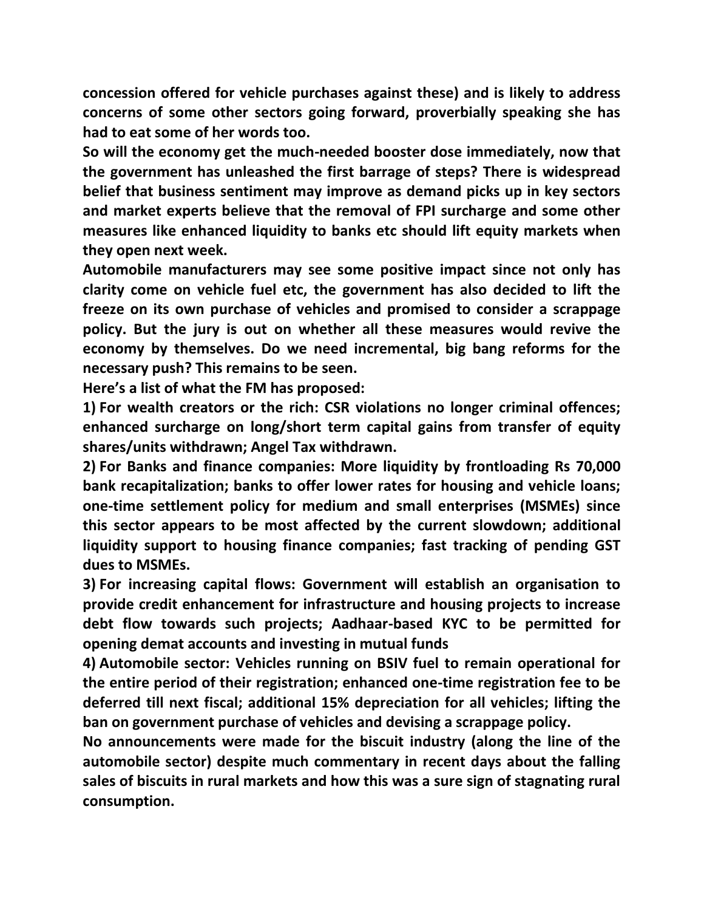**concession offered for vehicle purchases against these) and is likely to address concerns of some other sectors going forward, proverbially speaking she has had to eat some of her words too.**

**So will the economy get the much-needed booster dose immediately, now that the government has unleashed the first barrage of steps? There is widespread belief that business sentiment may improve as demand picks up in key sectors and market experts believe that the removal of FPI surcharge and some other measures like enhanced liquidity to banks etc should lift equity markets when they open next week.**

**Automobile manufacturers may see some positive impact since not only has clarity come on vehicle fuel etc, the government has also decided to lift the freeze on its own purchase of vehicles and promised to consider a scrappage policy. But the jury is out on whether all these measures would revive the economy by themselves. Do we need incremental, big bang reforms for the necessary push? This remains to be seen.**

**Here's a list of what the FM has proposed:**

1) **For wealth creators or the rich: CSR violations no longer criminal offences; enhanced surcharge on long/short term capital gains from transfer of equity shares/units withdrawn; Angel Tax withdrawn.**
2) **For Banks and finance companies: More liquidity by frontloading Rs 70,000 bank recapitalization; banks to offer lower rates for housing and vehicle loans; one-time settlement policy for medium and small enterprises (MSMEs) since this sector appears to be most affected by the current slowdown; additional liquidity support to housing finance companies; fast tracking of pending GST dues to MSMEs.**
3) **For increasing capital flows: Government will establish an organisation to provide credit enhancement for infrastructure and housing projects to increase debt flow towards such projects; Aadhaar-based KYC to be permitted for opening demat accounts and investing in mutual funds**
4) **Automobile sector: Vehicles running on BSIV fuel to remain operational for the entire period of their registration; enhanced one-time registration fee to be deferred till next fiscal; additional 15% depreciation for all vehicles; lifting the ban on government purchase of vehicles and devising a scrappage policy.**

**No announcements were made for the biscuit industry (along the line of the automobile sector) despite much commentary in recent days about the falling sales of biscuits in rural markets and how this was a sure sign of stagnating rural consumption.**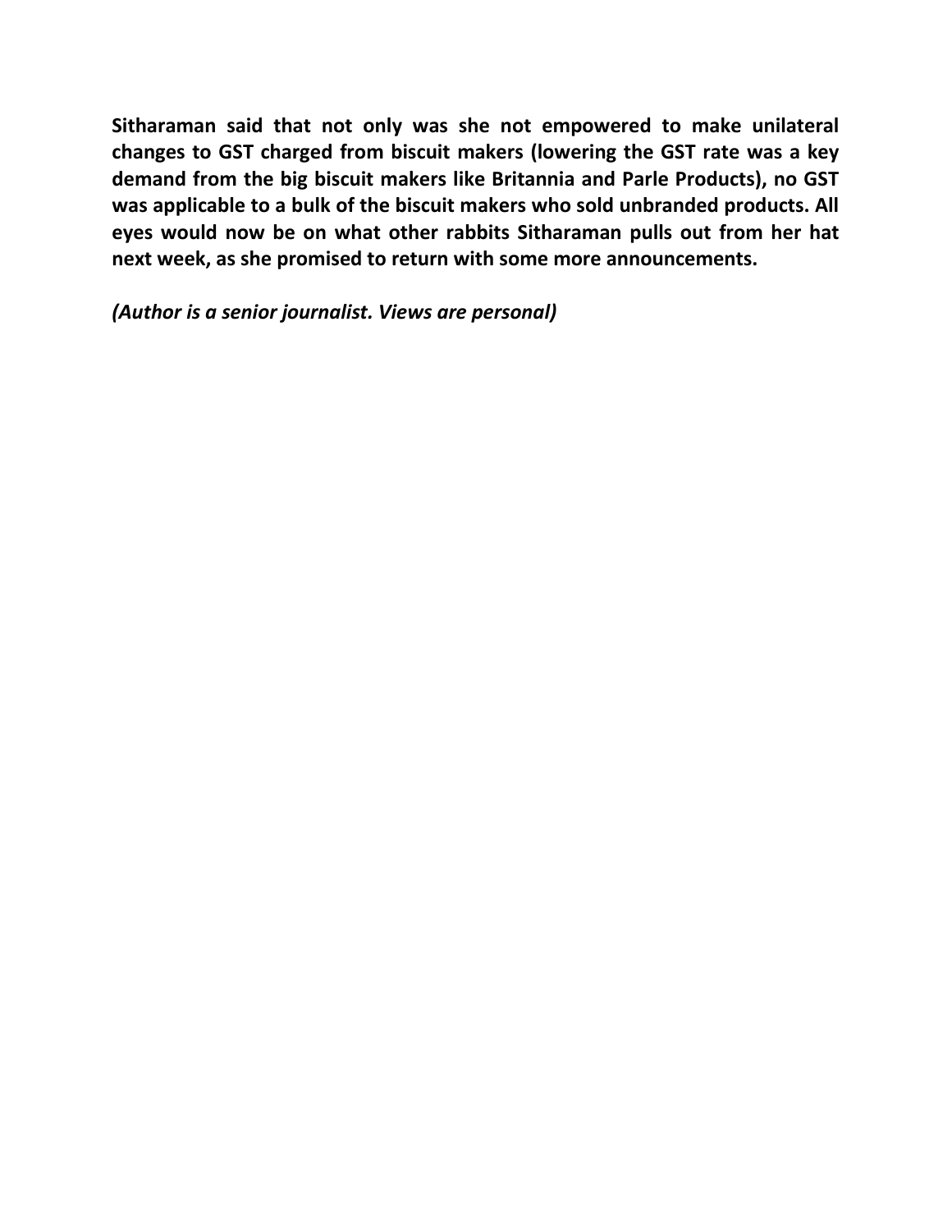**Sitharaman said that not only was she not empowered to make unilateral changes to GST charged from biscuit makers (lowering the GST rate was a key demand from the big biscuit makers like Britannia and Parle Products), no GST was applicable to a bulk of the biscuit makers who sold unbranded products. All eyes would now be on what other rabbits Sitharaman pulls out from her hat next week, as she promised to return with some more announcements.**

***(Author is a senior journalist. Views are personal)***